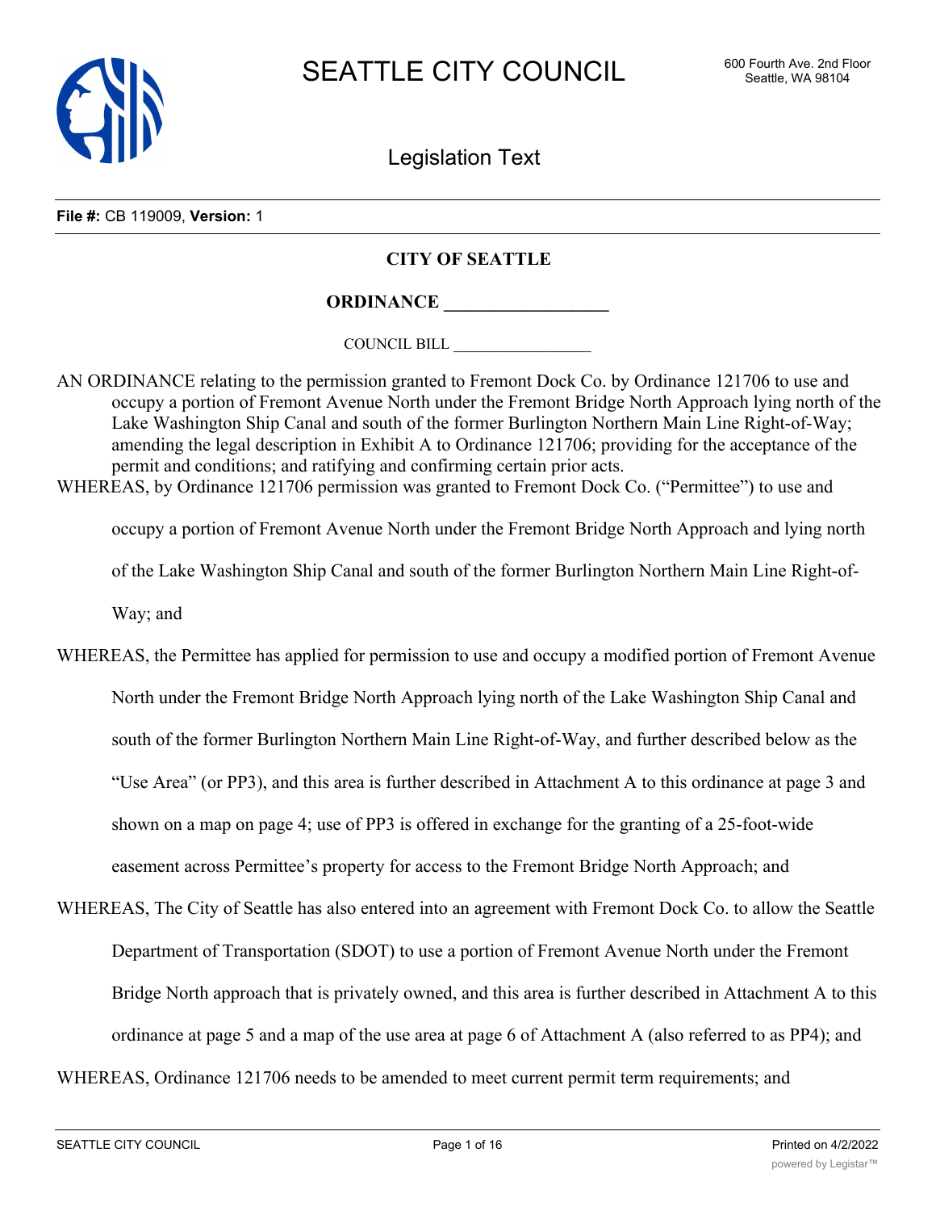# SEATTLE CITY COUNCIL

600 Fourth Ave. 2nd Floor
Seattle, WA 98104

## Legislation Text

**File #:** CB 119009, **Version:** 1

**CITY OF SEATTLE**

**ORDINANCE __________________**

COUNCIL BILL __________________

AN ORDINANCE relating to the permission granted to Fremont Dock Co. by Ordinance 121706 to use and occupy a portion of Fremont Avenue North under the Fremont Bridge North Approach lying north of the Lake Washington Ship Canal and south of the former Burlington Northern Main Line Right-of-Way; amending the legal description in Exhibit A to Ordinance 121706; providing for the acceptance of the permit and conditions; and ratifying and confirming certain prior acts.

WHEREAS, by Ordinance 121706 permission was granted to Fremont Dock Co. ("Permittee") to use and occupy a portion of Fremont Avenue North under the Fremont Bridge North Approach and lying north of the Lake Washington Ship Canal and south of the former Burlington Northern Main Line Right-of-Way; and

WHEREAS, the Permittee has applied for permission to use and occupy a modified portion of Fremont Avenue North under the Fremont Bridge North Approach lying north of the Lake Washington Ship Canal and south of the former Burlington Northern Main Line Right-of-Way, and further described below as the "Use Area" (or PP3), and this area is further described in Attachment A to this ordinance at page 3 and shown on a map on page 4; use of PP3 is offered in exchange for the granting of a 25-foot-wide easement across Permittee's property for access to the Fremont Bridge North Approach; and

WHEREAS, The City of Seattle has also entered into an agreement with Fremont Dock Co. to allow the Seattle Department of Transportation (SDOT) to use a portion of Fremont Avenue North under the Fremont Bridge North approach that is privately owned, and this area is further described in Attachment A to this ordinance at page 5 and a map of the use area at page 6 of Attachment A (also referred to as PP4); and

WHEREAS, Ordinance 121706 needs to be amended to meet current permit term requirements; and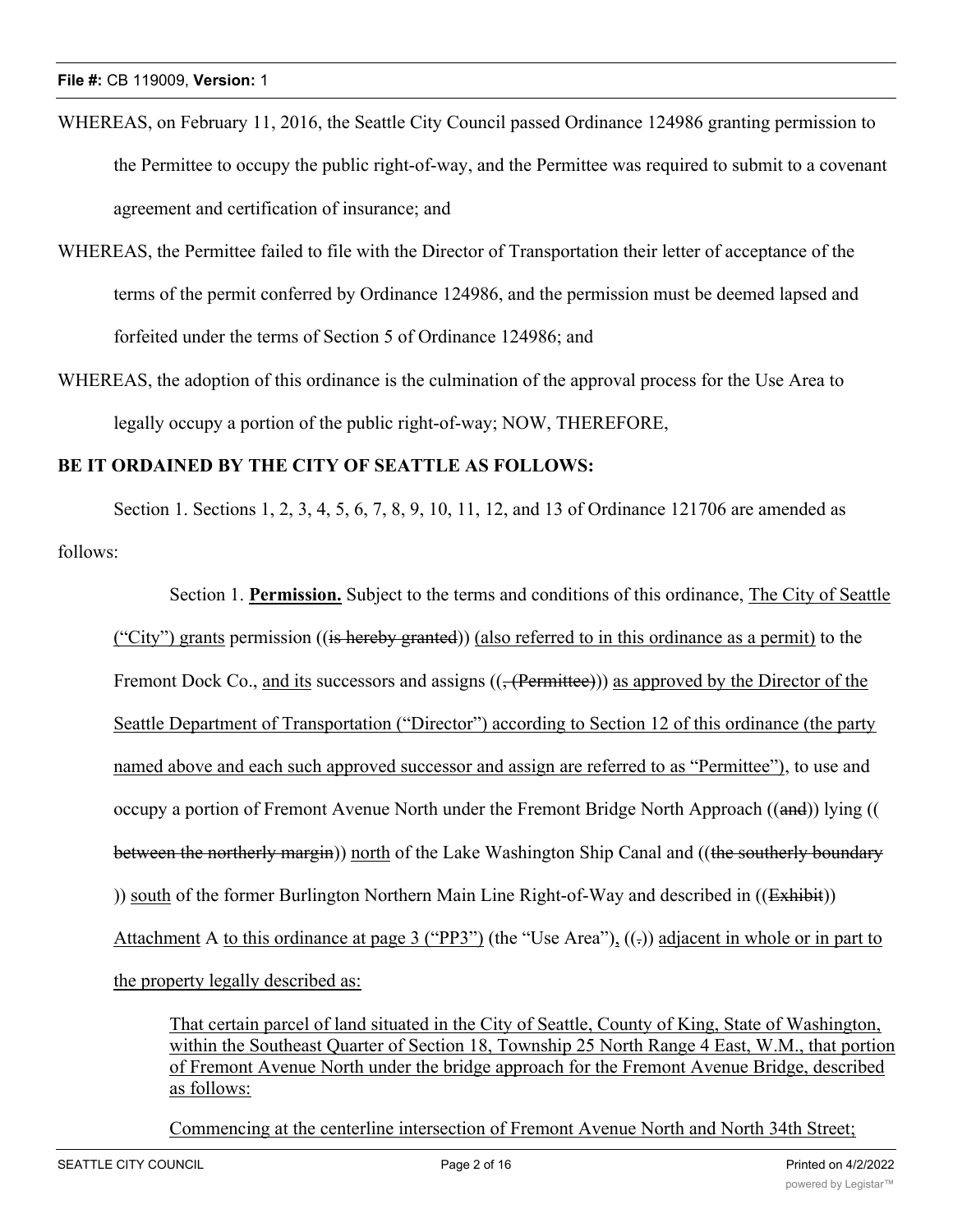WHEREAS, on February 11, 2016, the Seattle City Council passed Ordinance 124986 granting permission to the Permittee to occupy the public right-of-way, and the Permittee was required to submit to a covenant agreement and certification of insurance; and

WHEREAS, the Permittee failed to file with the Director of Transportation their letter of acceptance of the terms of the permit conferred by Ordinance 124986, and the permission must be deemed lapsed and forfeited under the terms of Section 5 of Ordinance 124986; and

WHEREAS, the adoption of this ordinance is the culmination of the approval process for the Use Area to legally occupy a portion of the public right-of-way; NOW, THEREFORE,

**BE IT ORDAINED BY THE CITY OF SEATTLE AS FOLLOWS:**

Section 1. Sections 1, 2, 3, 4, 5, 6, 7, 8, 9, 10, 11, 12, and 13 of Ordinance 121706 are amended as follows:

Section 1. **Permission.** Subject to the terms and conditions of this ordinance, The City of Seattle ("City") grants permission ((is hereby granted)) (also referred to in this ordinance as a permit) to the Fremont Dock Co., and its successors and assigns ((, (Permittee))) as approved by the Director of the Seattle Department of Transportation ("Director") according to Section 12 of this ordinance (the party named above and each such approved successor and assign are referred to as "Permittee"), to use and occupy a portion of Fremont Avenue North under the Fremont Bridge North Approach ((and)) lying ((between the northerly margin)) north of the Lake Washington Ship Canal and ((the southerly boundary)) south of the former Burlington Northern Main Line Right-of-Way and described in ((Exhibit)) Attachment A to this ordinance at page 3 ("PP3") (the "Use Area"), ((.)) adjacent in whole or in part to the property legally described as:

That certain parcel of land situated in the City of Seattle, County of King, State of Washington, within the Southeast Quarter of Section 18, Township 25 North Range 4 East, W.M., that portion of Fremont Avenue North under the bridge approach for the Fremont Avenue Bridge, described as follows:

Commencing at the centerline intersection of Fremont Avenue North and North 34th Street;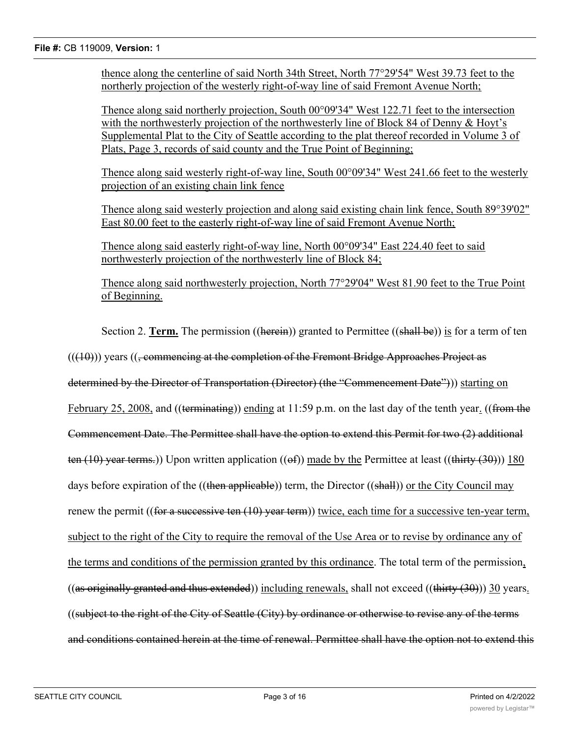<u>thence along the centerline of said North 34th Street, North 77°29'54" West 39.73 feet to the northerly projection of the westerly right-of-way line of said Fremont Avenue North;</u>

<u>Thence along said northerly projection, South 00°09'34" West 122.71 feet to the intersection with the northwesterly projection of the northwesterly line of Block 84 of Denny & Hoyt's Supplemental Plat to the City of Seattle according to the plat thereof recorded in Volume 3 of Plats, Page 3, records of said county and the True Point of Beginning;</u>

<u>Thence along said westerly right-of-way line, South 00°09'34" West 241.66 feet to the westerly projection of an existing chain link fence</u>

<u>Thence along said westerly projection and along said existing chain link fence, South 89°39'02" East 80.00 feet to the easterly right-of-way line of said Fremont Avenue North;</u>

<u>Thence along said easterly right-of-way line, North 00°09'34" East 224.40 feet to said northwesterly projection of the northwesterly line of Block 84;</u>

<u>Thence along said northwesterly projection, North 77°29'04" West 81.90 feet to the True Point of Beginning.</u>

Section 2. <u>**Term.**</u> The permission ((~~herein~~)) granted to Permittee ((~~shall be~~)) <u>is</u> for a term of ten (((~~10~~))) years ((~~, commencing at the completion of the Fremont Bridge Approaches Project as determined by the Director of Transportation (Director) (the "Commencement Date")~~)) <u>starting on February 25, 2008,</u> and ((~~terminating~~)) <u>ending</u> at 11:59 p.m. on the last day of the tenth year<u>.</u> ((~~from the Commencement Date. The Permittee shall have the option to extend this Permit for two (2) additional ten (10) year terms.~~)) Upon written application ((~~of~~)) <u>made by the</u> Permittee at least ((~~thirty (30)~~)) <u>180</u> days before expiration of the ((~~then applicable~~)) term, the Director ((~~shall~~)) <u>or the City Council may</u> renew the permit ((~~for a successive ten (10) year term~~)) <u>twice, each time for a successive ten-year term, subject to the right of the City to require the removal of the Use Area or to revise by ordinance any of the terms and conditions of the permission granted by this ordinance</u>. The total term of the permission<u>,</u> ((~~as originally granted and thus extended~~)) <u>including renewals,</u> shall not exceed ((~~thirty (30)~~)) <u>30</u> years<u>.</u> ((~~subject to the right of the City of Seattle (City) by ordinance or otherwise to revise any of the terms and conditions contained herein at the time of renewal. Permittee shall have the option not to extend this~~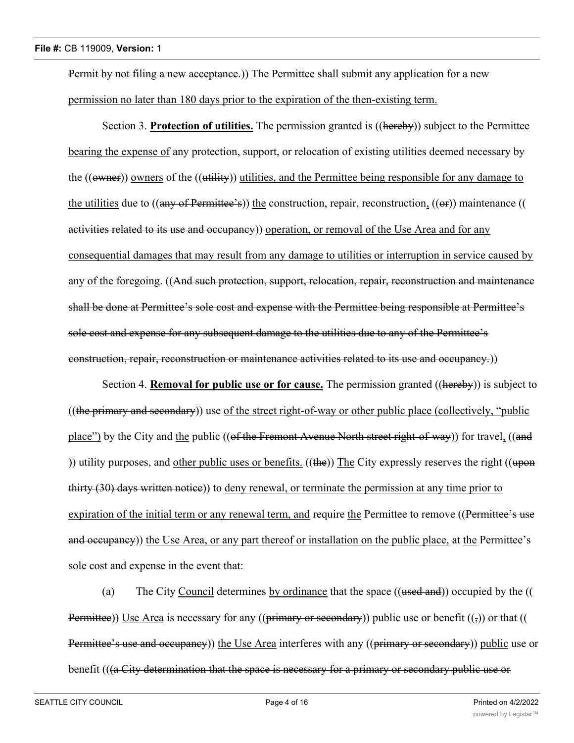Permit by not filing a new acceptance.)) The Permittee shall submit any application for a new permission no later than 180 days prior to the expiration of the then-existing term.

Section 3. **Protection of utilities.** The permission granted is ((hereby)) subject to the Permittee bearing the expense of any protection, support, or relocation of existing utilities deemed necessary by the ((owner)) owners of the ((utility)) utilities, and the Permittee being responsible for any damage to the utilities due to ((any of Permittee's)) the construction, repair, reconstruction, ((or)) maintenance ((activities related to its use and occupancy)) operation, or removal of the Use Area and for any consequential damages that may result from any damage to utilities or interruption in service caused by any of the foregoing. ((And such protection, support, relocation, repair, reconstruction and maintenance shall be done at Permittee's sole cost and expense with the Permittee being responsible at Permittee's sole cost and expense for any subsequent damage to the utilities due to any of the Permittee's construction, repair, reconstruction or maintenance activities related to its use and occupancy.))

Section 4. **Removal for public use or for cause.** The permission granted ((hereby)) is subject to ((the primary and secondary)) use of the street right-of-way or other public place (collectively, "public place") by the City and the public ((of the Fremont Avenue North street right-of-way)) for travel, ((and)) utility purposes, and other public uses or benefits. ((the)) The City expressly reserves the right ((upon thirty (30) days written notice)) to deny renewal, or terminate the permission at any time prior to expiration of the initial term or any renewal term, and require the Permittee to remove ((Permittee's use and occupancy)) the Use Area, or any part thereof or installation on the public place, at the Permittee's sole cost and expense in the event that:

(a) The City Council determines by ordinance that the space ((used and)) occupied by the ((Permittee)) Use Area is necessary for any ((primary or secondary)) public use or benefit ((,)) or that ((Permittee's use and occupancy)) the Use Area interferes with any ((primary or secondary)) public use or benefit (((a City determination that the space is necessary for a primary or secondary public use or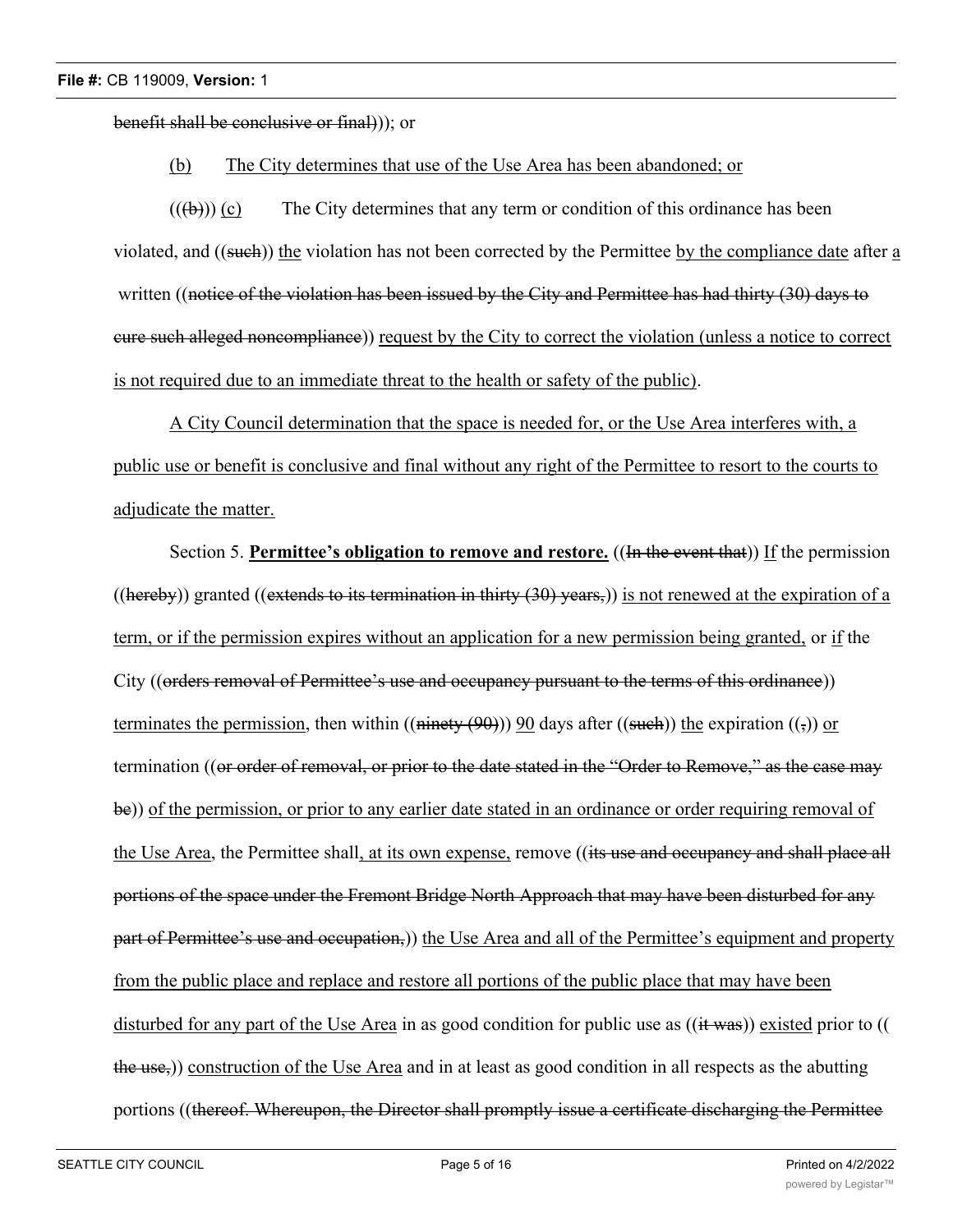benefit shall be conclusive or final))); or

(b) The City determines that use of the Use Area has been abandoned; or

(((b))) (c) The City determines that any term or condition of this ordinance has been violated, and ((such)) the violation has not been corrected by the Permittee by the compliance date after a written ((notice of the violation has been issued by the City and Permittee has had thirty (30) days to cure such alleged noncompliance)) request by the City to correct the violation (unless a notice to correct is not required due to an immediate threat to the health or safety of the public).

A City Council determination that the space is needed for, or the Use Area interferes with, a public use or benefit is conclusive and final without any right of the Permittee to resort to the courts to adjudicate the matter.

Section 5. **Permittee's obligation to remove and restore.** ((In the event that)) If the permission ((hereby)) granted ((extends to its termination in thirty (30) years,)) is not renewed at the expiration of a term, or if the permission expires without an application for a new permission being granted, or if the City ((orders removal of Permittee's use and occupancy pursuant to the terms of this ordinance)) terminates the permission, then within ((ninety (90))) 90 days after ((such)) the expiration ((,)) or termination ((or order of removal, or prior to the date stated in the "Order to Remove," as the case may be)) of the permission, or prior to any earlier date stated in an ordinance or order requiring removal of the Use Area, the Permittee shall, at its own expense, remove ((its use and occupancy and shall place all portions of the space under the Fremont Bridge North Approach that may have been disturbed for any part of Permittee's use and occupation,)) the Use Area and all of the Permittee's equipment and property from the public place and replace and restore all portions of the public place that may have been disturbed for any part of the Use Area in as good condition for public use as ((it was)) existed prior to ((the use,)) construction of the Use Area and in at least as good condition in all respects as the abutting portions ((thereof. Whereupon, the Director shall promptly issue a certificate discharging the Permittee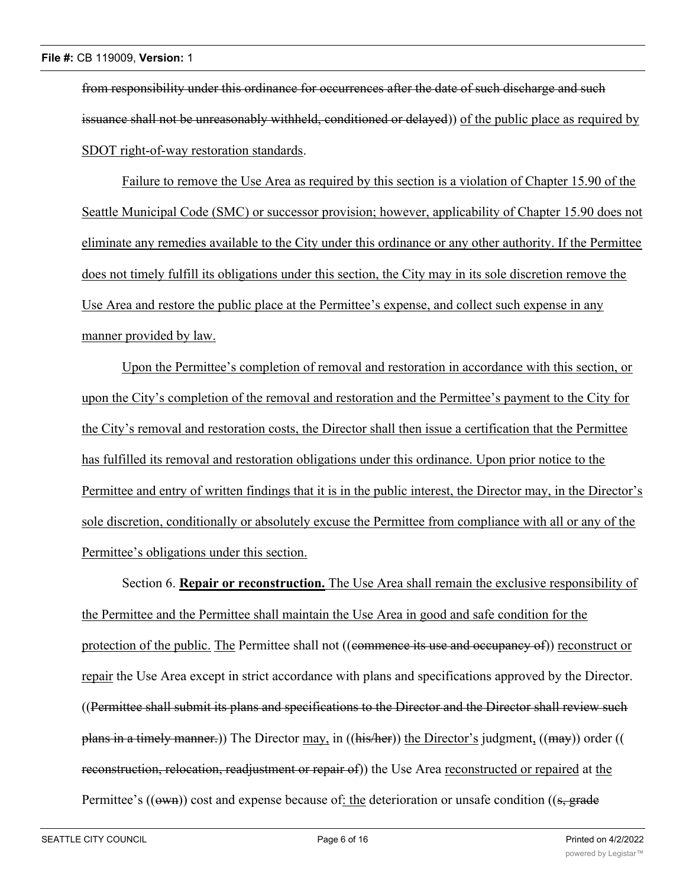from responsibility under this ordinance for occurrences after the date of such discharge and such issuance shall not be unreasonably withheld, conditioned or delayed)) of the public place as required by SDOT right-of-way restoration standards.

Failure to remove the Use Area as required by this section is a violation of Chapter 15.90 of the Seattle Municipal Code (SMC) or successor provision; however, applicability of Chapter 15.90 does not eliminate any remedies available to the City under this ordinance or any other authority. If the Permittee does not timely fulfill its obligations under this section, the City may in its sole discretion remove the Use Area and restore the public place at the Permittee's expense, and collect such expense in any manner provided by law.

Upon the Permittee's completion of removal and restoration in accordance with this section, or upon the City's completion of the removal and restoration and the Permittee's payment to the City for the City's removal and restoration costs, the Director shall then issue a certification that the Permittee has fulfilled its removal and restoration obligations under this ordinance. Upon prior notice to the Permittee and entry of written findings that it is in the public interest, the Director may, in the Director's sole discretion, conditionally or absolutely excuse the Permittee from compliance with all or any of the Permittee's obligations under this section.

Section 6. **Repair or reconstruction.** The Use Area shall remain the exclusive responsibility of the Permittee and the Permittee shall maintain the Use Area in good and safe condition for the protection of the public. The Permittee shall not ((commence its use and occupancy of)) reconstruct or repair the Use Area except in strict accordance with plans and specifications approved by the Director. ((Permittee shall submit its plans and specifications to the Director and the Director shall review such plans in a timely manner.)) The Director may, in ((his/her)) the Director's judgment, ((may)) order ((reconstruction, relocation, readjustment or repair of)) the Use Area reconstructed or repaired at the Permittee's ((own)) cost and expense because of: the deterioration or unsafe condition ((s, grade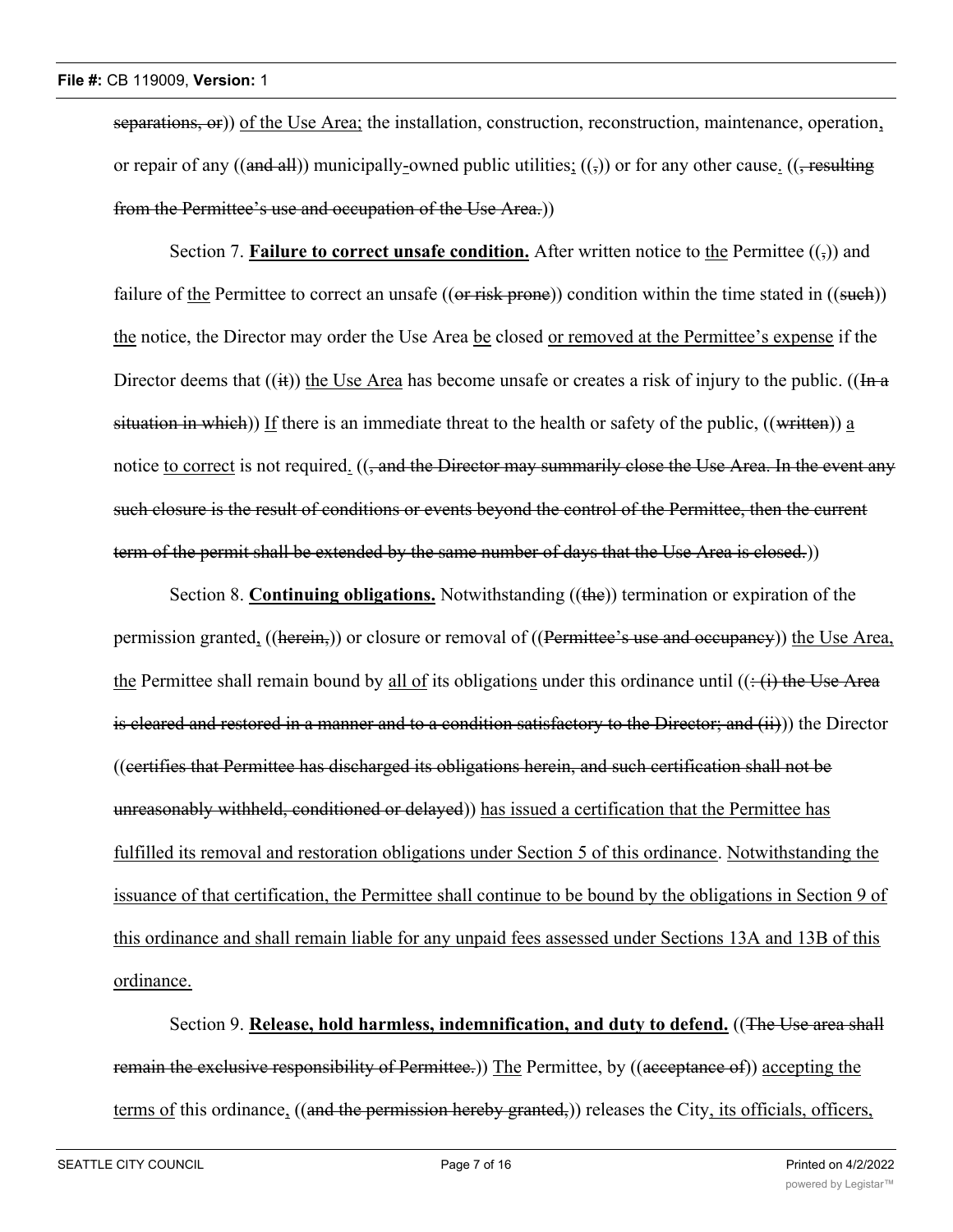~~separations, or~~)) <u>of the Use Area;</u> the installation, construction, reconstruction, maintenance, operation<u>,</u> or repair of any ((~~and all~~)) municipally<u>-</u>owned public utilities<u>;</u> ((~~,~~)) or for any other cause<u>.</u> ((~~, resulting from the Permittee's use and occupation of the Use Area.~~))

Section 7. **<u>Failure to correct unsafe condition.</u>** After written notice to <u>the</u> Permittee ((~~,~~)) and failure of <u>the</u> Permittee to correct an unsafe ((~~or risk prone~~)) condition within the time stated in ((~~such~~)) <u>the</u> notice, the Director may order the Use Area <u>be</u> closed <u>or removed at the Permittee's expense</u> if the Director deems that ((~~it~~)) <u>the Use Area</u> has become unsafe or creates a risk of injury to the public. ((~~In a situation in which~~)) <u>If</u> there is an immediate threat to the health or safety of the public, ((~~written~~)) <u>a</u> notice <u>to correct</u> is not required<u>.</u> ((~~, and the Director may summarily close the Use Area. In the event any such closure is the result of conditions or events beyond the control of the Permittee, then the current term of the permit shall be extended by the same number of days that the Use Area is closed.~~))

Section 8. **<u>Continuing obligations.</u>** Notwithstanding ((~~the~~)) termination or expiration of the permission granted<u>,</u> ((~~herein,~~)) or closure or removal of ((~~Permittee's use and occupancy~~)) <u>the Use Area,</u> <u>the</u> Permittee shall remain bound by <u>all of</u> its obligation<u>s</u> under this ordinance until ((~~: (i) the Use Area is cleared and restored in a manner and to a condition satisfactory to the Director; and (ii)~~)) the Director ((~~certifies that Permittee has discharged its obligations herein, and such certification shall not be unreasonably withheld, conditioned or delayed~~)) <u>has issued a certification that the Permittee has fulfilled its removal and restoration obligations under Section 5 of this ordinance</u>. <u>Notwithstanding the issuance of that certification, the Permittee shall continue to be bound by the obligations in Section 9 of this ordinance and shall remain liable for any unpaid fees assessed under Sections 13A and 13B of this ordinance.</u>

Section 9. **<u>Release, hold harmless, indemnification, and duty to defend.</u>** ((~~The Use area shall remain the exclusive responsibility of Permittee.~~)) <u>The</u> Permittee, by ((~~acceptance of~~)) <u>accepting the terms of</u> this ordinance<u>,</u> ((~~and the permission hereby granted,~~)) releases the City<u>, its officials, officers,</u>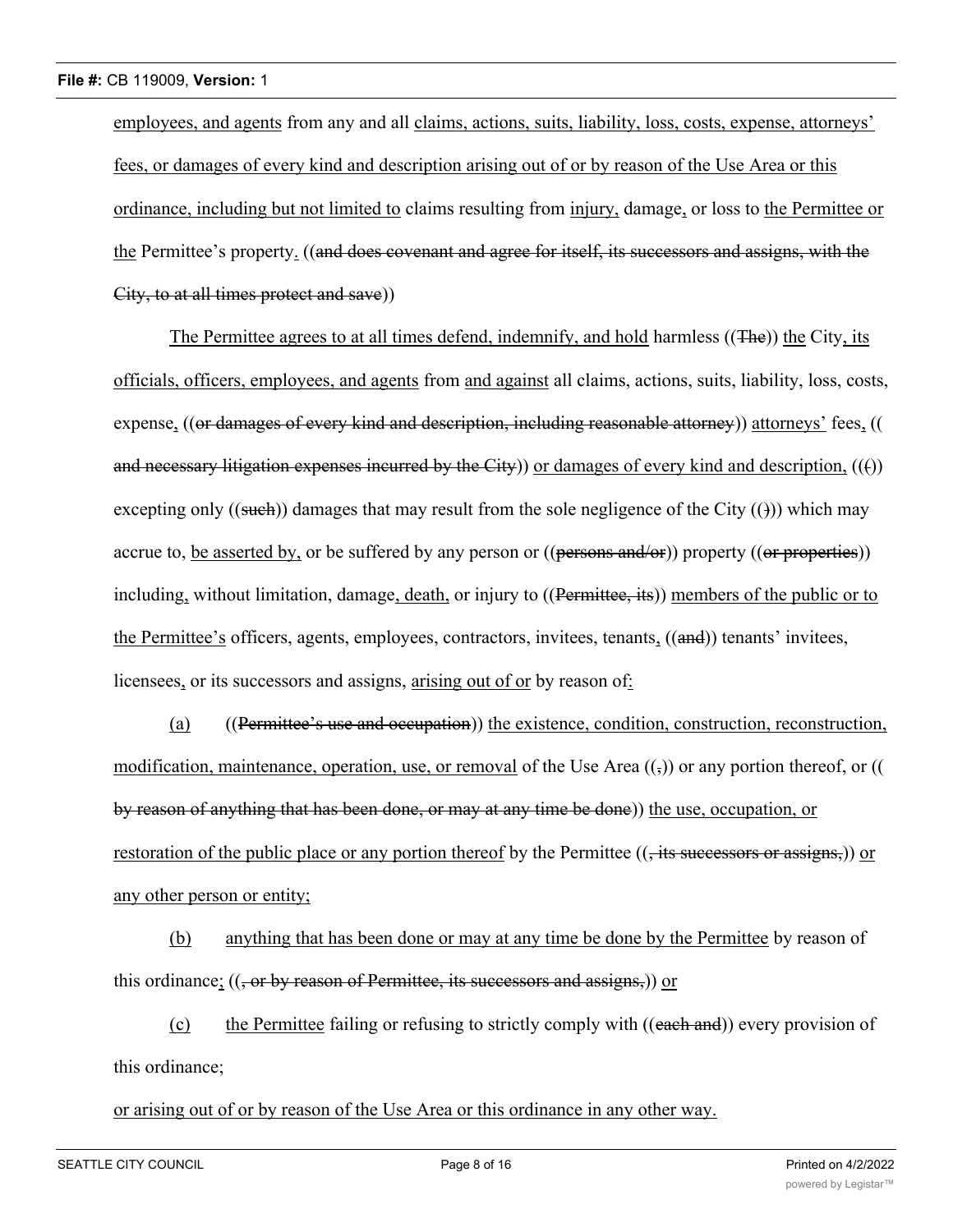employees, and agents from any and all claims, actions, suits, liability, loss, costs, expense, attorneys' fees, or damages of every kind and description arising out of or by reason of the Use Area or this ordinance, including but not limited to claims resulting from injury, damage, or loss to the Permittee or the Permittee's property. ((and does covenant and agree for itself, its successors and assigns, with the City, to at all times protect and save))

The Permittee agrees to at all times defend, indemnify, and hold harmless ((The)) the City, its officials, officers, employees, and agents from and against all claims, actions, suits, liability, loss, costs, expense, ((or damages of every kind and description, including reasonable attorney)) attorneys' fees, ((and necessary litigation expenses incurred by the City)) or damages of every kind and description, ((()) excepting only ((such)) damages that may result from the sole negligence of the City (())) which may accrue to, be asserted by, or be suffered by any person or ((persons and/or)) property ((or properties)) including, without limitation, damage, death, or injury to ((Permittee, its)) members of the public or to the Permittee's officers, agents, employees, contractors, invitees, tenants, ((and)) tenants' invitees, licensees, or its successors and assigns, arising out of or by reason of:

(a) ((Permittee's use and occupation)) the existence, condition, construction, reconstruction, modification, maintenance, operation, use, or removal of the Use Area ((,)) or any portion thereof, or ((by reason of anything that has been done, or may at any time be done)) the use, occupation, or restoration of the public place or any portion thereof by the Permittee ((, its successors or assigns,)) or any other person or entity;

(b) anything that has been done or may at any time be done by the Permittee by reason of this ordinance; ((, or by reason of Permittee, its successors and assigns,)) or

(c) the Permittee failing or refusing to strictly comply with ((each and)) every provision of this ordinance;

or arising out of or by reason of the Use Area or this ordinance in any other way.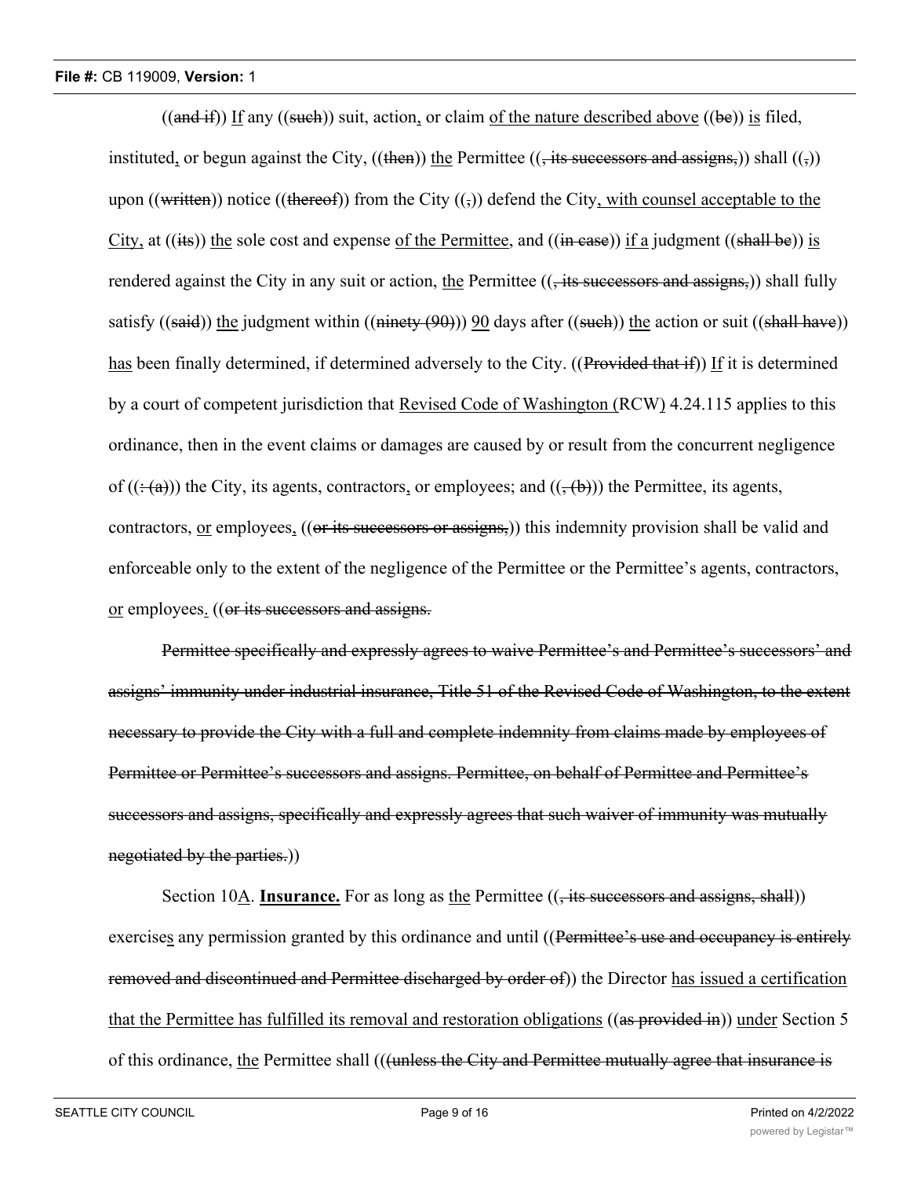((and if)) If any ((such)) suit, action, or claim of the nature described above ((be)) is filed, instituted, or begun against the City, ((then)) the Permittee ((, its successors and assigns,)) shall ((,)) upon ((written)) notice ((thereof)) from the City ((,)) defend the City, with counsel acceptable to the City, at ((its)) the sole cost and expense of the Permittee, and ((in case)) if a judgment ((shall be)) is rendered against the City in any suit or action, the Permittee ((, its successors and assigns,)) shall fully satisfy ((said)) the judgment within ((ninety (90))) 90 days after ((such)) the action or suit ((shall have)) has been finally determined, if determined adversely to the City. ((Provided that if)) If it is determined by a court of competent jurisdiction that Revised Code of Washington (RCW) 4.24.115 applies to this ordinance, then in the event claims or damages are caused by or result from the concurrent negligence of ((: (a))) the City, its agents, contractors, or employees; and ((, (b))) the Permittee, its agents, contractors, or employees, ((or its successors or assigns,)) this indemnity provision shall be valid and enforceable only to the extent of the negligence of the Permittee or the Permittee's agents, contractors, or employees. ((or its successors and assigns.

Permittee specifically and expressly agrees to waive Permittee's and Permittee's successors' and assigns' immunity under industrial insurance, Title 51 of the Revised Code of Washington, to the extent necessary to provide the City with a full and complete indemnity from claims made by employees of Permittee or Permittee's successors and assigns. Permittee, on behalf of Permittee and Permittee's successors and assigns, specifically and expressly agrees that such waiver of immunity was mutually negotiated by the parties.))

Section 10A. **Insurance.** For as long as the Permittee ((, its successors and assigns, shall)) exercises any permission granted by this ordinance and until ((Permittee's use and occupancy is entirely removed and discontinued and Permittee discharged by order of)) the Director has issued a certification that the Permittee has fulfilled its removal and restoration obligations ((as provided in)) under Section 5 of this ordinance, the Permittee shall (((unless the City and Permittee mutually agree that insurance is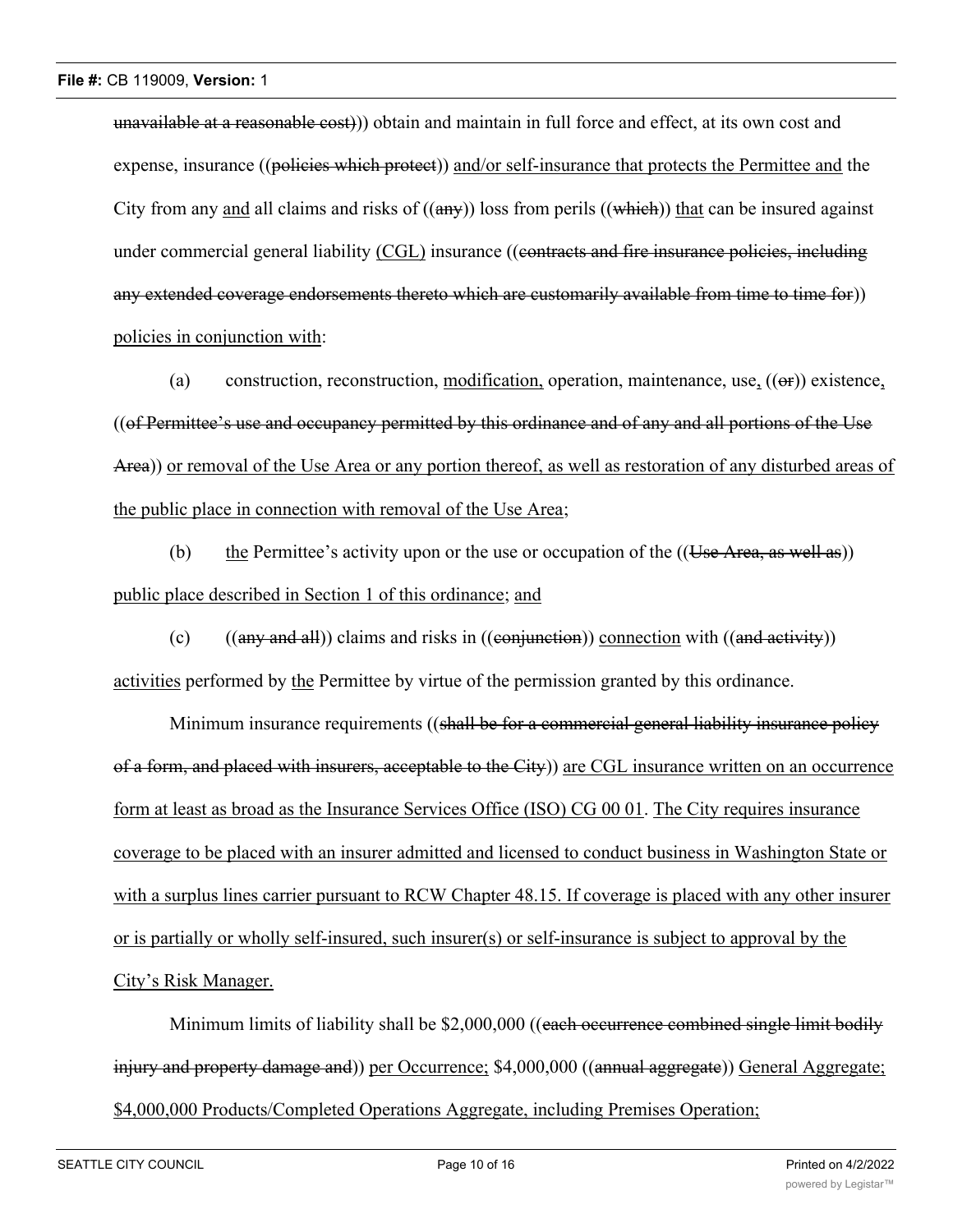~~unavailable at a reasonable cost)~~)) obtain and maintain in full force and effect, at its own cost and expense, insurance ((~~policies which protect~~)) <u>and/or self-insurance that protects the Permittee and</u> the City from any <u>and</u> all claims and risks of ((~~any~~)) loss from perils ((~~which~~)) <u>that</u> can be insured against under commercial general liability <u>(CGL)</u> insurance ((~~contracts and fire insurance policies, including any extended coverage endorsements thereto which are customarily available from time to time for~~)) <u>policies in conjunction with</u>:

(a) construction, reconstruction, <u>modification,</u> operation, maintenance, use<u>,</u> ((~~or~~)) existence<u>,</u> ((~~of Permittee's use and occupancy permitted by this ordinance and of any and all portions of the Use Area~~)) <u>or removal of the Use Area or any portion thereof, as well as restoration of any disturbed areas of the public place in connection with removal of the Use Area</u>;

(b) <u>the</u> Permittee's activity upon or the use or occupation of the ((~~Use Area, as well as~~)) <u>public place described in Section 1 of this ordinance</u>; <u>and</u>

(c) ((~~any and all~~)) claims and risks in ((~~conjunction~~)) <u>connection</u> with ((~~and activity~~)) <u>activities</u> performed by <u>the</u> Permittee by virtue of the permission granted by this ordinance.

Minimum insurance requirements ((~~shall be for a commercial general liability insurance policy of a form, and placed with insurers, acceptable to the City~~)) <u>are CGL insurance written on an occurrence form at least as broad as the Insurance Services Office (ISO) CG 00 01</u>. <u>The City requires insurance coverage to be placed with an insurer admitted and licensed to conduct business in Washington State or with a surplus lines carrier pursuant to RCW Chapter 48.15. If coverage is placed with any other insurer or is partially or wholly self-insured, such insurer(s) or self-insurance is subject to approval by the City's Risk Manager.</u>

Minimum limits of liability shall be $2,000,000 ((~~each occurrence combined single limit bodily injury and property damage and~~)) <u>per Occurrence;</u> $4,000,000 ((~~annual aggregate~~)) <u>General Aggregate; $4,000,000 Products/Completed Operations Aggregate, including Premises Operation;</u>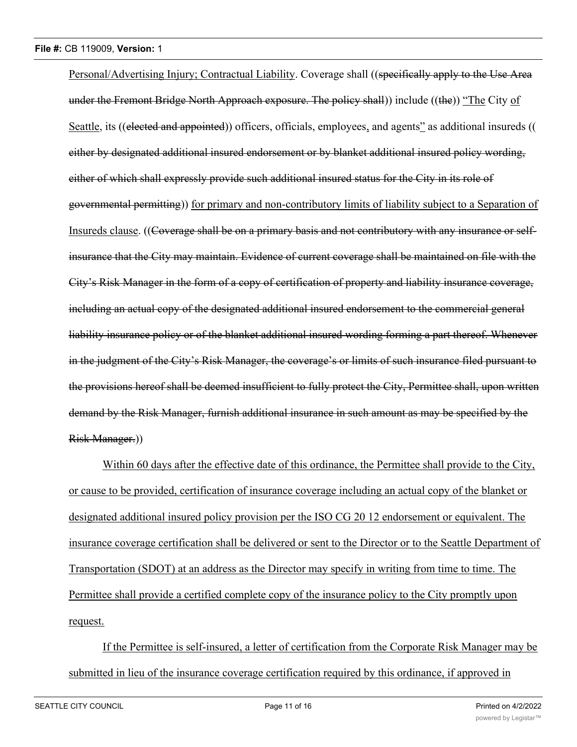Personal/Advertising Injury; Contractual Liability. Coverage shall ((~~specifically apply to the Use Area under the Fremont Bridge North Approach exposure. The policy shall~~)) include ((~~the~~)) "The City of Seattle, its ((~~elected and appointed~~)) officers, officials, employees, and agents" as additional insureds ((~~either by designated additional insured endorsement or by blanket additional insured policy wording, either of which shall expressly provide such additional insured status for the City in its role of governmental permitting~~)) for primary and non-contributory limits of liability subject to a Separation of Insureds clause. ((~~Coverage shall be on a primary basis and not contributory with any insurance or self-insurance that the City may maintain. Evidence of current coverage shall be maintained on file with the City's Risk Manager in the form of a copy of certification of property and liability insurance coverage, including an actual copy of the designated additional insured endorsement to the commercial general liability insurance policy or of the blanket additional insured wording forming a part thereof. Whenever in the judgment of the City's Risk Manager, the coverage's or limits of such insurance filed pursuant to the provisions hereof shall be deemed insufficient to fully protect the City, Permittee shall, upon written demand by the Risk Manager, furnish additional insurance in such amount as may be specified by the Risk Manager.~~))

Within 60 days after the effective date of this ordinance, the Permittee shall provide to the City, or cause to be provided, certification of insurance coverage including an actual copy of the blanket or designated additional insured policy provision per the ISO CG 20 12 endorsement or equivalent. The insurance coverage certification shall be delivered or sent to the Director or to the Seattle Department of Transportation (SDOT) at an address as the Director may specify in writing from time to time. The Permittee shall provide a certified complete copy of the insurance policy to the City promptly upon request.

If the Permittee is self-insured, a letter of certification from the Corporate Risk Manager may be submitted in lieu of the insurance coverage certification required by this ordinance, if approved in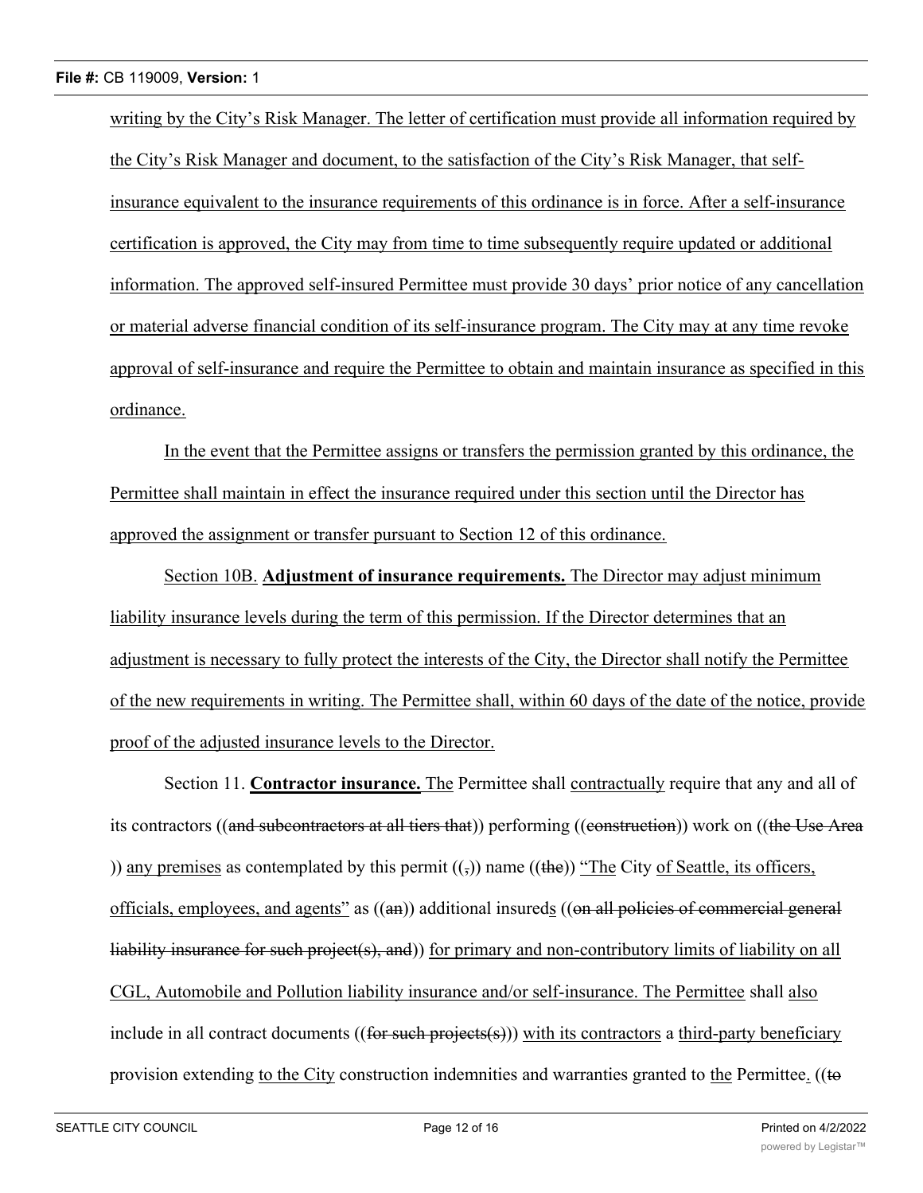writing by the City's Risk Manager. The letter of certification must provide all information required by the City's Risk Manager and document, to the satisfaction of the City's Risk Manager, that self-insurance equivalent to the insurance requirements of this ordinance is in force. After a self-insurance certification is approved, the City may from time to time subsequently require updated or additional information. The approved self-insured Permittee must provide 30 days' prior notice of any cancellation or material adverse financial condition of its self-insurance program. The City may at any time revoke approval of self-insurance and require the Permittee to obtain and maintain insurance as specified in this ordinance.

In the event that the Permittee assigns or transfers the permission granted by this ordinance, the Permittee shall maintain in effect the insurance required under this section until the Director has approved the assignment or transfer pursuant to Section 12 of this ordinance.

Section 10B. **Adjustment of insurance requirements.** The Director may adjust minimum liability insurance levels during the term of this permission. If the Director determines that an adjustment is necessary to fully protect the interests of the City, the Director shall notify the Permittee of the new requirements in writing. The Permittee shall, within 60 days of the date of the notice, provide proof of the adjusted insurance levels to the Director.

Section 11. **Contractor insurance.** The Permittee shall contractually require that any and all of its contractors ((~~and subcontractors at all tiers that~~)) performing ((~~construction~~)) work on ((~~the Use Area~~)) any premises as contemplated by this permit ((~~,~~)) name ((~~the~~)) "The City of Seattle, its officers, officials, employees, and agents" as ((~~an~~)) additional insureds ((~~on all policies of commercial general liability insurance for such project(s), and~~)) for primary and non-contributory limits of liability on all CGL, Automobile and Pollution liability insurance and/or self-insurance. The Permittee shall also include in all contract documents ((~~for such projects(s)~~)) with its contractors a third-party beneficiary provision extending to the City construction indemnities and warranties granted to the Permittee. ((~~to~~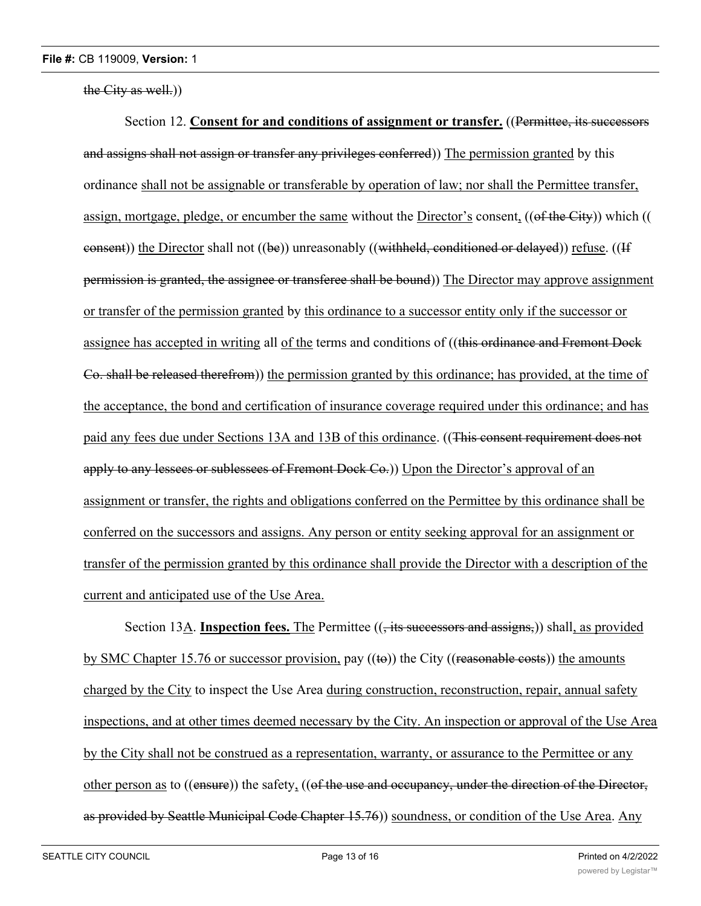the City as well.))

Section 12. **Consent for and conditions of assignment or transfer.** ((Permittee, its successors and assigns shall not assign or transfer any privileges conferred)) The permission granted by this ordinance shall not be assignable or transferable by operation of law; nor shall the Permittee transfer, assign, mortgage, pledge, or encumber the same without the Director's consent, ((of the City)) which ((consent)) the Director shall not ((be)) unreasonably ((withheld, conditioned or delayed)) refuse. ((If permission is granted, the assignee or transferee shall be bound)) The Director may approve assignment or transfer of the permission granted by this ordinance to a successor entity only if the successor or assignee has accepted in writing all of the terms and conditions of ((this ordinance and Fremont Dock Co. shall be released therefrom)) the permission granted by this ordinance; has provided, at the time of the acceptance, the bond and certification of insurance coverage required under this ordinance; and has paid any fees due under Sections 13A and 13B of this ordinance. ((This consent requirement does not apply to any lessees or sublessees of Fremont Dock Co.)) Upon the Director's approval of an assignment or transfer, the rights and obligations conferred on the Permittee by this ordinance shall be conferred on the successors and assigns. Any person or entity seeking approval for an assignment or transfer of the permission granted by this ordinance shall provide the Director with a description of the current and anticipated use of the Use Area.

Section 13A. **Inspection fees.** The Permittee ((, its successors and assigns,)) shall, as provided by SMC Chapter 15.76 or successor provision, pay ((to)) the City ((reasonable costs)) the amounts charged by the City to inspect the Use Area during construction, reconstruction, repair, annual safety inspections, and at other times deemed necessary by the City. An inspection or approval of the Use Area by the City shall not be construed as a representation, warranty, or assurance to the Permittee or any other person as to ((ensure)) the safety, ((of the use and occupancy, under the direction of the Director, as provided by Seattle Municipal Code Chapter 15.76)) soundness, or condition of the Use Area. Any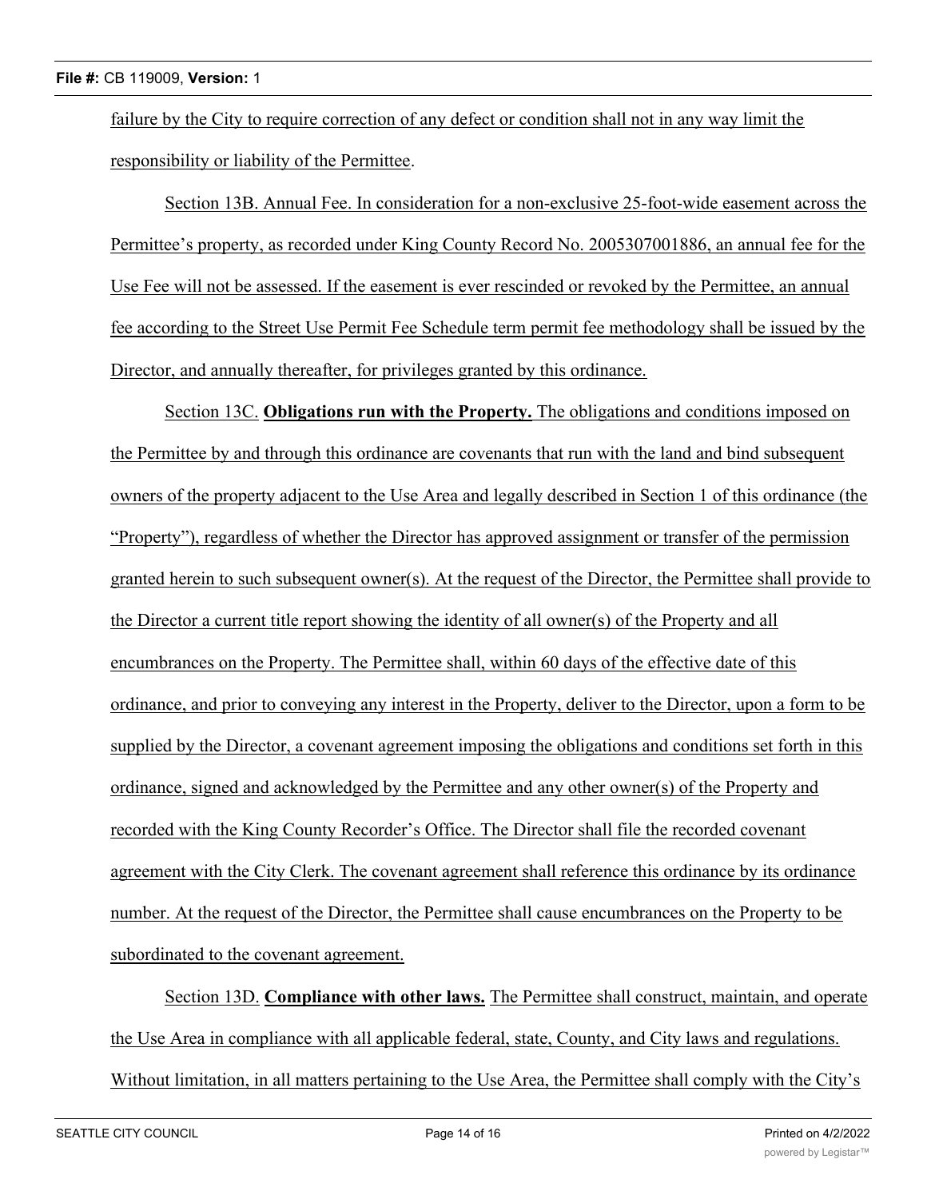failure by the City to require correction of any defect or condition shall not in any way limit the responsibility or liability of the Permittee.

Section 13B. Annual Fee. In consideration for a non-exclusive 25-foot-wide easement across the Permittee's property, as recorded under King County Record No. 2005307001886, an annual fee for the Use Fee will not be assessed. If the easement is ever rescinded or revoked by the Permittee, an annual fee according to the Street Use Permit Fee Schedule term permit fee methodology shall be issued by the Director, and annually thereafter, for privileges granted by this ordinance.

Section 13C. **Obligations run with the Property.** The obligations and conditions imposed on the Permittee by and through this ordinance are covenants that run with the land and bind subsequent owners of the property adjacent to the Use Area and legally described in Section 1 of this ordinance (the "Property"), regardless of whether the Director has approved assignment or transfer of the permission granted herein to such subsequent owner(s). At the request of the Director, the Permittee shall provide to the Director a current title report showing the identity of all owner(s) of the Property and all encumbrances on the Property. The Permittee shall, within 60 days of the effective date of this ordinance, and prior to conveying any interest in the Property, deliver to the Director, upon a form to be supplied by the Director, a covenant agreement imposing the obligations and conditions set forth in this ordinance, signed and acknowledged by the Permittee and any other owner(s) of the Property and recorded with the King County Recorder's Office. The Director shall file the recorded covenant agreement with the City Clerk. The covenant agreement shall reference this ordinance by its ordinance number. At the request of the Director, the Permittee shall cause encumbrances on the Property to be subordinated to the covenant agreement.

Section 13D. **Compliance with other laws.** The Permittee shall construct, maintain, and operate the Use Area in compliance with all applicable federal, state, County, and City laws and regulations. Without limitation, in all matters pertaining to the Use Area, the Permittee shall comply with the City's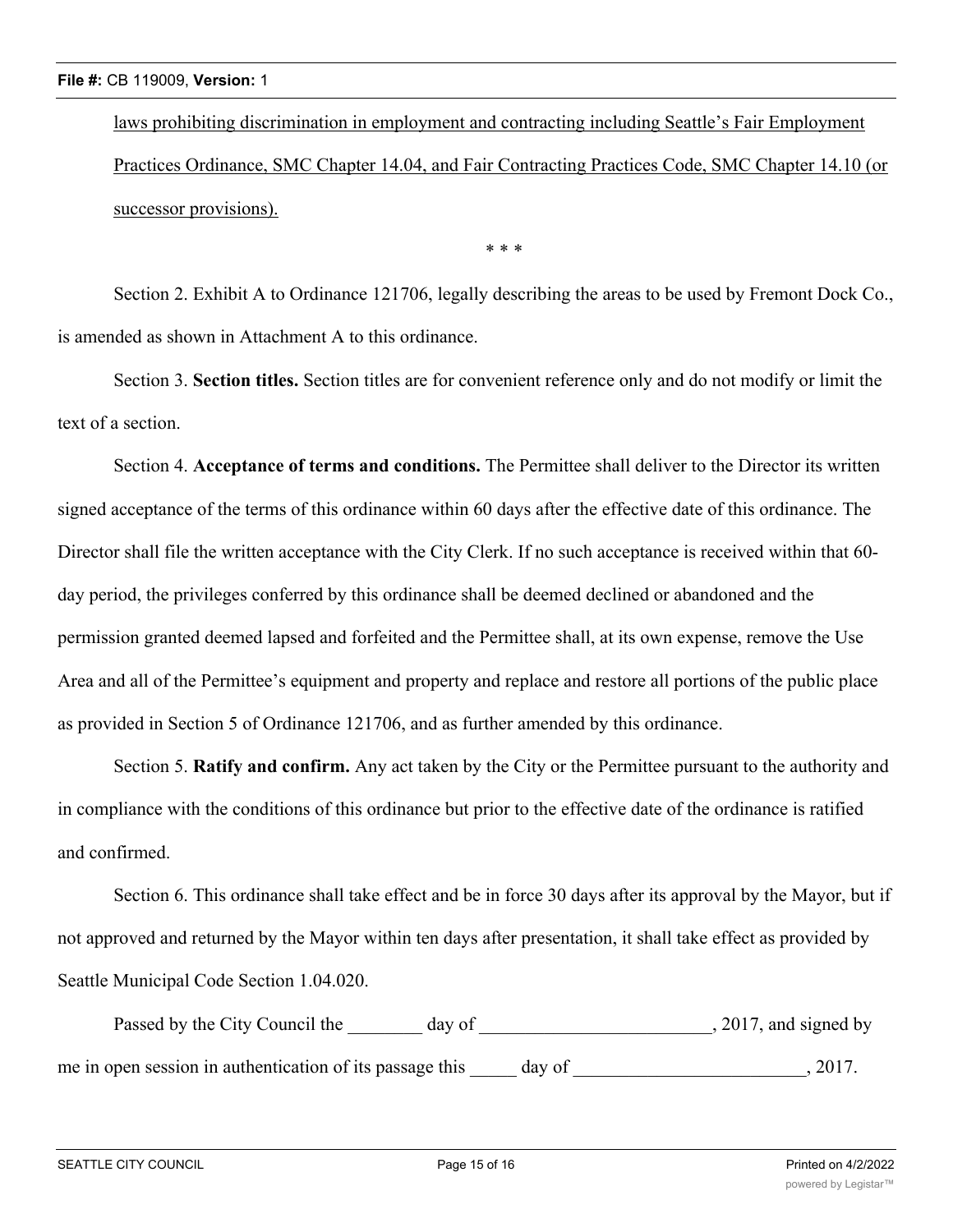<u>laws prohibiting discrimination in employment and contracting including Seattle's Fair Employment Practices Ordinance, SMC Chapter 14.04, and Fair Contracting Practices Code, SMC Chapter 14.10 (or successor provisions).</u>

\* \* \*

Section 2. Exhibit A to Ordinance 121706, legally describing the areas to be used by Fremont Dock Co., is amended as shown in Attachment A to this ordinance.

Section 3. **Section titles.** Section titles are for convenient reference only and do not modify or limit the text of a section.

Section 4. **Acceptance of terms and conditions.** The Permittee shall deliver to the Director its written signed acceptance of the terms of this ordinance within 60 days after the effective date of this ordinance. The Director shall file the written acceptance with the City Clerk. If no such acceptance is received within that 60-day period, the privileges conferred by this ordinance shall be deemed declined or abandoned and the permission granted deemed lapsed and forfeited and the Permittee shall, at its own expense, remove the Use Area and all of the Permittee's equipment and property and replace and restore all portions of the public place as provided in Section 5 of Ordinance 121706, and as further amended by this ordinance.

Section 5. **Ratify and confirm.** Any act taken by the City or the Permittee pursuant to the authority and in compliance with the conditions of this ordinance but prior to the effective date of the ordinance is ratified and confirmed.

Section 6. This ordinance shall take effect and be in force 30 days after its approval by the Mayor, but if not approved and returned by the Mayor within ten days after presentation, it shall take effect as provided by Seattle Municipal Code Section 1.04.020.

Passed by the City Council the ________ day of _________________________, 2017, and signed by me in open session in authentication of its passage this _____ day of _________________________, 2017.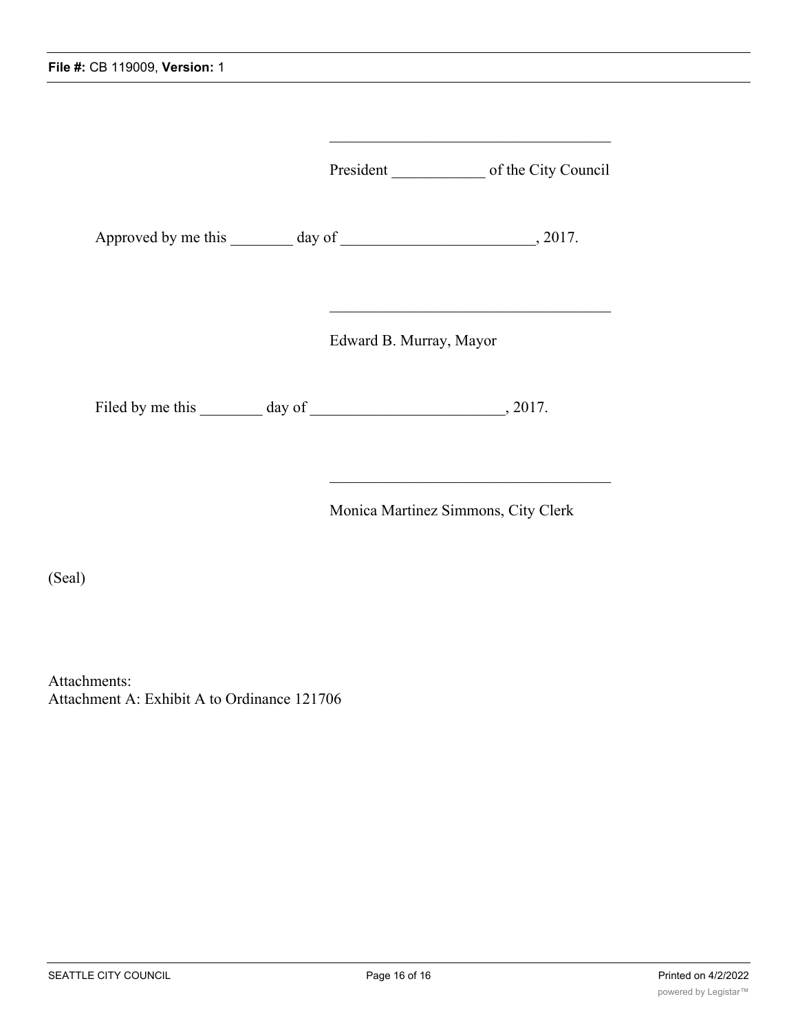\_\_\_\_\_\_\_\_\_\_\_\_\_\_\_\_\_\_\_\_\_\_\_\_\_\_\_\_\_\_\_\_\_\_\_\_\_

President \_\_\_\_\_\_\_\_\_\_\_\_ of the City Council

Approved by me this \_\_\_\_\_\_\_\_ day of \_\_\_\_\_\_\_\_\_\_\_\_\_\_\_\_\_\_\_\_\_\_\_\_\_, 2017.

\_\_\_\_\_\_\_\_\_\_\_\_\_\_\_\_\_\_\_\_\_\_\_\_\_\_\_\_\_\_\_\_\_\_\_\_\_

Edward B. Murray, Mayor

Filed by me this \_\_\_\_\_\_\_\_ day of \_\_\_\_\_\_\_\_\_\_\_\_\_\_\_\_\_\_\_\_\_\_\_\_\_, 2017.

\_\_\_\_\_\_\_\_\_\_\_\_\_\_\_\_\_\_\_\_\_\_\_\_\_\_\_\_\_\_\_\_\_\_\_\_\_

Monica Martinez Simmons, City Clerk

(Seal)

Attachments:
Attachment A: Exhibit A to Ordinance 121706